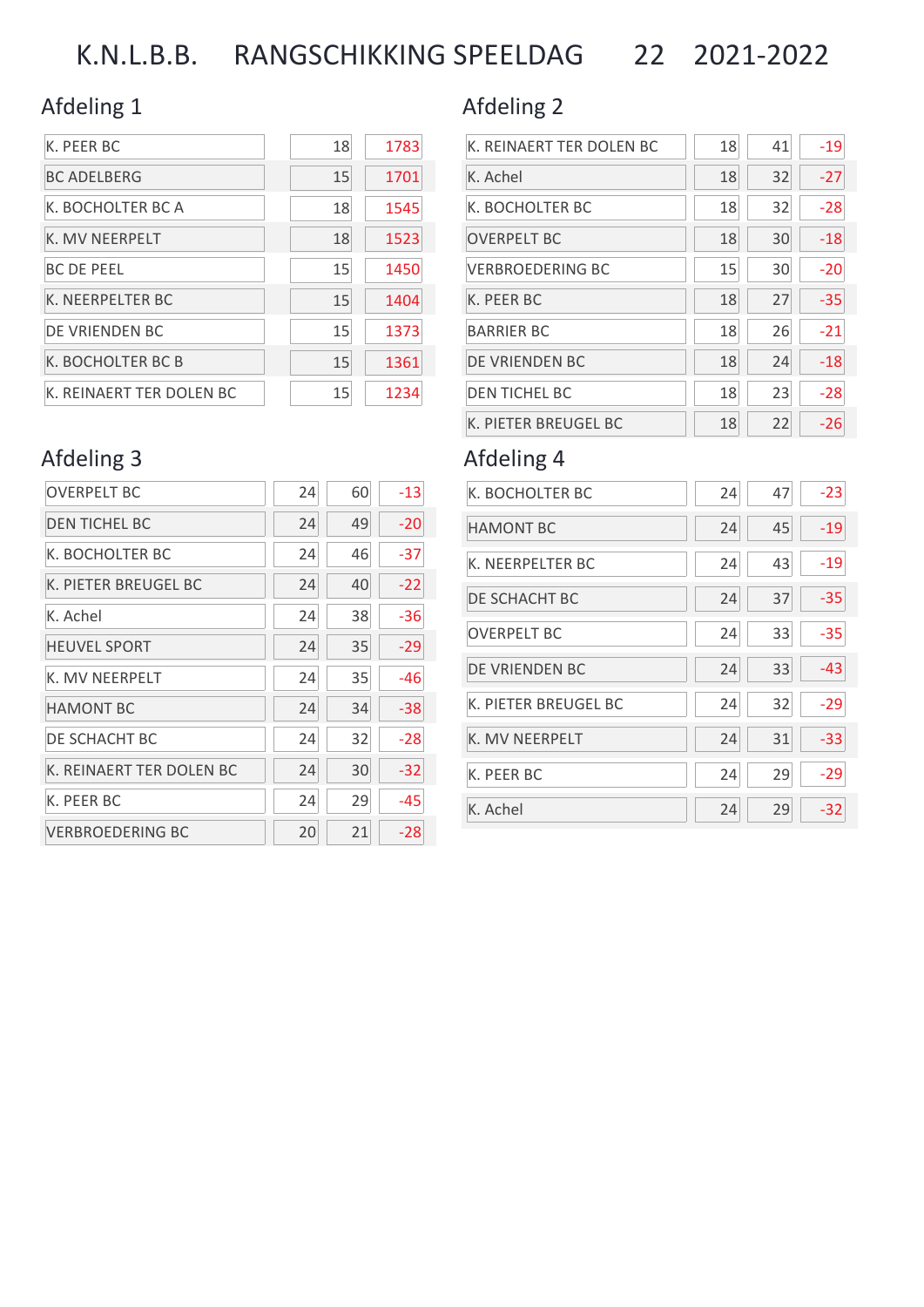# K.N.L.B.B. RANGSCHIKKING SPEELDAG 22 2021-2022

## Afdeling 1

| | | |
|---|---|---|
| K. PEER BC | 18 | 1783 |
| BC ADELBERG | 15 | 1701 |
| K. BOCHOLTER BC A | 18 | 1545 |
| K. MV NEERPELT | 18 | 1523 |
| BC DE PEEL | 15 | 1450 |
| K. NEERPELTER BC | 15 | 1404 |
| DE VRIENDEN BC | 15 | 1373 |
| K. BOCHOLTER BC B | 15 | 1361 |
| K. REINAERT TER DOLEN BC | 15 | 1234 |

## Afdeling 2

| | | | |
|---|---|---|---|
| K. REINAERT TER DOLEN BC | 18 | 41 | -19 |
| K. Achel | 18 | 32 | -27 |
| K. BOCHOLTER BC | 18 | 32 | -28 |
| OVERPELT BC | 18 | 30 | -18 |
| VERBROEDERING BC | 15 | 30 | -20 |
| K. PEER BC | 18 | 27 | -35 |
| BARRIER BC | 18 | 26 | -21 |
| DE VRIENDEN BC | 18 | 24 | -18 |
| DEN TICHEL BC | 18 | 23 | -28 |
| K. PIETER BREUGEL BC | 18 | 22 | -26 |

## Afdeling 3

| | | | |
|---|---|---|---|
| OVERPELT BC | 24 | 60 | -13 |
| DEN TICHEL BC | 24 | 49 | -20 |
| K. BOCHOLTER BC | 24 | 46 | -37 |
| K. PIETER BREUGEL BC | 24 | 40 | -22 |
| K. Achel | 24 | 38 | -36 |
| HEUVEL SPORT | 24 | 35 | -29 |
| K. MV NEERPELT | 24 | 35 | -46 |
| HAMONT BC | 24 | 34 | -38 |
| DE SCHACHT BC | 24 | 32 | -28 |
| K. REINAERT TER DOLEN BC | 24 | 30 | -32 |
| K. PEER BC | 24 | 29 | -45 |
| VERBROEDERING BC | 20 | 21 | -28 |

## Afdeling 4

| | | | |
|---|---|---|---|
| K. BOCHOLTER BC | 24 | 47 | -23 |
| HAMONT BC | 24 | 45 | -19 |
| K. NEERPELTER BC | 24 | 43 | -19 |
| DE SCHACHT BC | 24 | 37 | -35 |
| OVERPELT BC | 24 | 33 | -35 |
| DE VRIENDEN BC | 24 | 33 | -43 |
| K. PIETER BREUGEL BC | 24 | 32 | -29 |
| K. MV NEERPELT | 24 | 31 | -33 |
| K. PEER BC | 24 | 29 | -29 |
| K. Achel | 24 | 29 | -32 |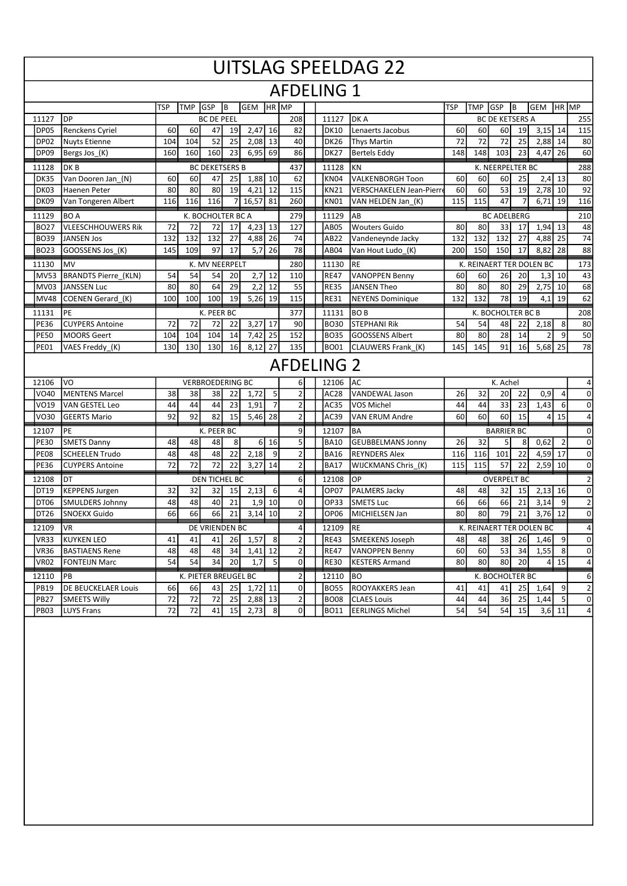# UITSLAG SPEELDAG 22

## AFDELING 1

| | | TSP | TMP | GSP | B | GEM | HR | MP | | | | TSP | TMP | GSP | B | GEM | HR | MP |
|---|---|---|---|---|---|---|---|---|---|---|---|---|---|---|---|---|---|---|
| 11127 | DP | BC DE PEEL | | | | | | 208 | | 11127 | DK A | BC DE KETSERS A | | | | | | 255 |
| DP05 | Renckens Cyriel | 60 | 60 | 47 | 19 | 2,47 | 16 | 82 | | DK10 | Lenaerts Jacobus | 60 | 60 | 60 | 19 | 3,15 | 14 | 115 |
| DP02 | Nuyts Etienne | 104 | 104 | 52 | 25 | 2,08 | 13 | 40 | | DK26 | Thys Martin | 72 | 72 | 72 | 25 | 2,88 | 14 | 80 |
| DP09 | Bergs Jos_(K) | 160 | 160 | 160 | 23 | 6,95 | 69 | 86 | | DK27 | Bertels Eddy | 148 | 148 | 103 | 23 | 4,47 | 26 | 60 |
| 11128 | DK B | BC DEKETSERS B | | | | | | 437 | | 11128 | KN | K. NEERPELTER BC | | | | | | 288 |
| DK35 | Van Dooren Jan_(N) | 60 | 60 | 47 | 25 | 1,88 | 10 | 62 | | KN04 | VALKENBORGH Toon | 60 | 60 | 60 | 25 | 2,4 | 13 | 80 |
| DK03 | Haenen Peter | 80 | 80 | 80 | 19 | 4,21 | 12 | 115 | | KN21 | VERSCHAKELEN Jean-Pierre | 60 | 60 | 53 | 19 | 2,78 | 10 | 92 |
| DK09 | Van Tongeren Albert | 116 | 116 | 116 | 7 | 16,57 | 81 | 260 | | KN01 | VAN HELDEN Jan_(K) | 115 | 115 | 47 | 7 | 6,71 | 19 | 116 |
| 11129 | BO A | K. BOCHOLTER BC A | | | | | | 279 | | 11129 | AB | BC ADELBERG | | | | | | 210 |
| BO27 | VLEESCHHOUWERS Rik | 72 | 72 | 72 | 17 | 4,23 | 13 | 127 | | AB05 | Wouters Guido | 80 | 80 | 33 | 17 | 1,94 | 13 | 48 |
| BO39 | JANSEN Jos | 132 | 132 | 132 | 27 | 4,88 | 26 | 74 | | AB22 | Vandeneynde Jacky | 132 | 132 | 132 | 27 | 4,88 | 25 | 74 |
| BO23 | GOOSSENS Jos_(K) | 145 | 109 | 97 | 17 | 5,7 | 26 | 78 | | AB04 | Van Hout Ludo_(K) | 200 | 150 | 150 | 17 | 8,82 | 28 | 88 |
| 11130 | MV | K. MV NEERPELT | | | | | | 280 | | 11130 | RE | K. REINAERT TER DOLEN BC | | | | | | 173 |
| MV53 | BRANDTS Pierre_(KLN) | 54 | 54 | 54 | 20 | 2,7 | 12 | 110 | | RE47 | VANOPPEN Benny | 60 | 60 | 26 | 20 | 1,3 | 10 | 43 |
| MV03 | JANSSEN Luc | 80 | 80 | 64 | 29 | 2,2 | 12 | 55 | | RE35 | JANSEN Theo | 80 | 80 | 80 | 29 | 2,75 | 10 | 68 |
| MV48 | COENEN Gerard_(K) | 100 | 100 | 100 | 19 | 5,26 | 19 | 115 | | RE31 | NEYENS Dominique | 132 | 132 | 78 | 19 | 4,1 | 19 | 62 |
| 11131 | PE | K. PEER BC | | | | | | 377 | | 11131 | BO B | K. BOCHOLTER BC B | | | | | | 208 |
| PE36 | CUYPERS Antoine | 72 | 72 | 72 | 22 | 3,27 | 17 | 90 | | BO30 | STEPHANI Rik | 54 | 54 | 48 | 22 | 2,18 | 8 | 80 |
| PE50 | MOORS Geert | 104 | 104 | 104 | 14 | 7,42 | 25 | 152 | | BO35 | GOOSSENS Albert | 80 | 80 | 28 | 14 | 2 | 9 | 50 |
| PE01 | VAES Freddy_(K) | 130 | 130 | 130 | 16 | 8,12 | 27 | 135 | | BO01 | CLAUWERS Frank_(K) | 145 | 145 | 91 | 16 | 5,68 | 25 | 78 |

## AFDELING 2

| | | TSP | TMP | GSP | B | GEM | HR | MP | | | | TSP | TMP | GSP | B | GEM | HR | MP |
|---|---|---|---|---|---|---|---|---|---|---|---|---|---|---|---|---|---|---|
| 12106 | VO | VERBROEDERING BC | | | | | | 6 | | 12106 | AC | K. Achel | | | | | | 4 |
| VO40 | MENTENS Marcel | 38 | 38 | 38 | 22 | 1,72 | 5 | 2 | | AC28 | VANDEWAL Jason | 26 | 32 | 20 | 22 | 0,9 | 4 | 0 |
| VO19 | VAN GESTEL Leo | 44 | 44 | 44 | 23 | 1,91 | 7 | 2 | | AC35 | VOS Michel | 44 | 44 | 33 | 23 | 1,43 | 6 | 0 |
| VO30 | GEERTS Mario | 92 | 92 | 82 | 15 | 5,46 | 28 | 2 | | AC39 | VAN ERUM Andre | 60 | 60 | 60 | 15 | 4 | 15 | 4 |
| 12107 | PE | K. PEER BC | | | | | | 9 | | 12107 | BA | BARRIER BC | | | | | | 0 |
| PE30 | SMETS Danny | 48 | 48 | 48 | 8 | 6 | 16 | 5 | | BA10 | GEUBBELMANS Jonny | 26 | 32 | 5 | 8 | 0,62 | 2 | 0 |
| PE08 | SCHEELEN Trudo | 48 | 48 | 48 | 22 | 2,18 | 9 | 2 | | BA16 | REYNDERS Alex | 116 | 116 | 101 | 22 | 4,59 | 17 | 0 |
| PE36 | CUYPERS Antoine | 72 | 72 | 72 | 22 | 3,27 | 14 | 2 | | BA17 | WIJCKMANS Chris_(K) | 115 | 115 | 57 | 22 | 2,59 | 10 | 0 |
| 12108 | DT | DEN TICHEL BC | | | | | | 6 | | 12108 | OP | OVERPELT BC | | | | | | 2 |
| DT19 | KEPPENS Jurgen | 32 | 32 | 32 | 15 | 2,13 | 6 | 4 | | OP07 | PALMERS Jacky | 48 | 48 | 32 | 15 | 2,13 | 16 | 0 |
| DT06 | SMULDERS Johnny | 48 | 48 | 40 | 21 | 1,9 | 10 | 0 | | OP33 | SMETS Luc | 66 | 66 | 66 | 21 | 3,14 | 9 | 2 |
| DT26 | SNOEKX Guido | 66 | 66 | 66 | 21 | 3,14 | 10 | 2 | | OP06 | MICHIELSEN Jan | 80 | 80 | 79 | 21 | 3,76 | 12 | 0 |
| 12109 | VR | DE VRIENDEN BC | | | | | | 4 | | 12109 | RE | K. REINAERT TER DOLEN BC | | | | | | 4 |
| VR33 | KUYKEN LEO | 41 | 41 | 41 | 26 | 1,57 | 8 | 2 | | RE43 | SMEEKENS Joseph | 48 | 48 | 38 | 26 | 1,46 | 9 | 0 |
| VR36 | BASTIAENS Rene | 48 | 48 | 48 | 34 | 1,41 | 12 | 2 | | RE47 | VANOPPEN Benny | 60 | 60 | 53 | 34 | 1,55 | 8 | 0 |
| VR02 | FONTEIJN Marc | 54 | 54 | 34 | 20 | 1,7 | 5 | 0 | | RE30 | KESTERS Armand | 80 | 80 | 80 | 20 | 4 | 15 | 4 |
| 12110 | PB | K. PIETER BREUGEL BC | | | | | | 2 | | 12110 | BO | K. BOCHOLTER BC | | | | | | 6 |
| PB19 | DE BEUCKELAER Louis | 66 | 66 | 43 | 25 | 1,72 | 11 | 0 | | BO55 | ROOYAKKERS Jean | 41 | 41 | 41 | 25 | 1,64 | 9 | 2 |
| PB27 | SMEETS Willy | 72 | 72 | 72 | 25 | 2,88 | 13 | 2 | | BO08 | CLAES Louis | 44 | 44 | 36 | 25 | 1,44 | 5 | 0 |
| PB03 | LUYS Frans | 72 | 72 | 41 | 15 | 2,73 | 8 | 0 | | BO11 | EERLINGS Michel | 54 | 54 | 54 | 15 | 3,6 | 11 | 4 |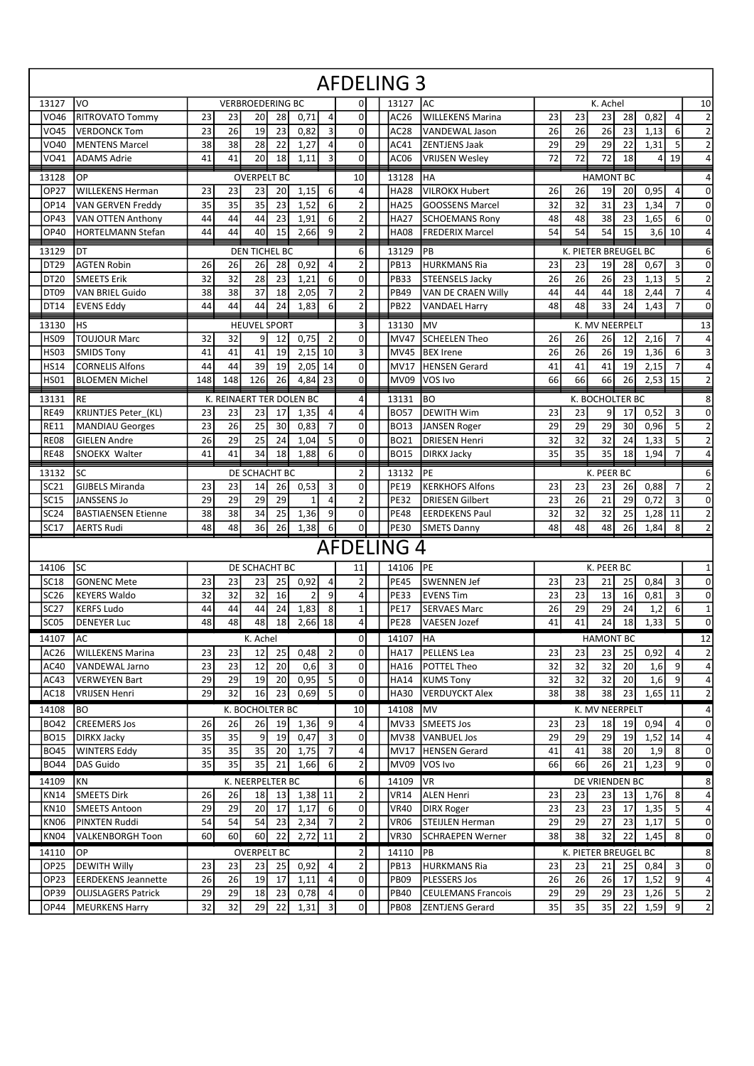# AFDELING 3

| | | | | | | | | | | | | | | | | | | | | |
|---|---|---|---|---|---|---|---|---|---|---|---|---|---|---|---|---|---|---|---|---|
| 13127 | VO | VERBROEDERING BC | | | | | | 0 | | 13127 | AC | K. Achel | | | | | | | 10 |
| VO46 | RITROVATO Tommy | 23 | 23 | 20 | 28 | 0,71 | 4 | 0 | | AC26 | WILLEKENS Marina | 23 | 23 | 23 | 28 | 0,82 | 4 | 2 |
| VO45 | VERDONCK Tom | 23 | 26 | 19 | 23 | 0,82 | 3 | 0 | | AC28 | VANDEWAL Jason | 26 | 26 | 26 | 23 | 1,13 | 6 | 2 |
| VO40 | MENTENS Marcel | 38 | 38 | 28 | 22 | 1,27 | 4 | 0 | | AC41 | ZENTJENS Jaak | 29 | 29 | 29 | 22 | 1,31 | 5 | 2 |
| VO41 | ADAMS Adrie | 41 | 41 | 20 | 18 | 1,11 | 3 | 0 | | AC06 | VRIJSEN Wesley | 72 | 72 | 72 | 18 | 4 | 19 | 4 |
| 13128 | OP | OVERPELT BC | | | | | | 10 | | 13128 | HA | HAMONT BC | | | | | | | 4 |
| OP27 | WILLEKENS Herman | 23 | 23 | 23 | 20 | 1,15 | 6 | 4 | | HA28 | VILROKX Hubert | 26 | 26 | 19 | 20 | 0,95 | 4 | 0 |
| OP14 | VAN GERVEN Freddy | 35 | 35 | 35 | 23 | 1,52 | 6 | 2 | | HA25 | GOOSSENS Marcel | 32 | 32 | 31 | 23 | 1,34 | 7 | 0 |
| OP43 | VAN OTTEN Anthony | 44 | 44 | 44 | 23 | 1,91 | 6 | 2 | | HA27 | SCHOEMANS Rony | 48 | 48 | 38 | 23 | 1,65 | 6 | 0 |
| OP40 | HORTELMANN Stefan | 44 | 44 | 40 | 15 | 2,66 | 9 | 2 | | HA08 | FREDERIX Marcel | 54 | 54 | 54 | 15 | 3,6 | 10 | 4 |
| 13129 | DT | DEN TICHEL BC | | | | | | 6 | | 13129 | PB | K. PIETER BREUGEL BC | | | | | | | 6 |
| DT29 | AGTEN Robin | 26 | 26 | 26 | 28 | 0,92 | 4 | 2 | | PB13 | HURKMANS Ria | 23 | 23 | 19 | 28 | 0,67 | 3 | 0 |
| DT20 | SMEETS Erik | 32 | 32 | 28 | 23 | 1,21 | 6 | 0 | | PB33 | STEENSELS Jacky | 26 | 26 | 26 | 23 | 1,13 | 5 | 2 |
| DT09 | VAN BRIEL Guido | 38 | 38 | 37 | 18 | 2,05 | 7 | 2 | | PB49 | VAN DE CRAEN Willy | 44 | 44 | 44 | 18 | 2,44 | 7 | 4 |
| DT14 | EVENS Eddy | 44 | 44 | 44 | 24 | 1,83 | 6 | 2 | | PB22 | VANDAEL Harry | 48 | 48 | 33 | 24 | 1,43 | 7 | 0 |
| 13130 | HS | HEUVEL SPORT | | | | | | 3 | | 13130 | MV | K. MV NEERPELT | | | | | | | 13 |
| HS09 | TOUJOUR Marc | 32 | 32 | 9 | 12 | 0,75 | 2 | 0 | | MV47 | SCHEELEN Theo | 26 | 26 | 26 | 12 | 2,16 | 7 | 4 |
| HS03 | SMIDS Tony | 41 | 41 | 41 | 19 | 2,15 | 10 | 3 | | MV45 | BEX Irene | 26 | 26 | 26 | 19 | 1,36 | 6 | 3 |
| HS14 | CORNELIS Alfons | 44 | 44 | 39 | 19 | 2,05 | 14 | 0 | | MV17 | HENSEN Gerard | 41 | 41 | 41 | 19 | 2,15 | 7 | 4 |
| HS01 | BLOEMEN Michel | 148 | 148 | 126 | 26 | 4,84 | 23 | 0 | | MV09 | VOS Ivo | 66 | 66 | 66 | 26 | 2,53 | 15 | 2 |
| 13131 | RE | K. REINAERT TER DOLEN BC | | | | | | 4 | | 13131 | BO | K. BOCHOLTER BC | | | | | | | 8 |
| RE49 | KRIJNTJES Peter_(KL) | 23 | 23 | 23 | 17 | 1,35 | 4 | 4 | | BO57 | DEWITH Wim | 23 | 23 | 9 | 17 | 0,52 | 3 | 0 |
| RE11 | MANDIAU Georges | 23 | 26 | 25 | 30 | 0,83 | 7 | 0 | | BO13 | JANSEN Roger | 29 | 29 | 29 | 30 | 0,96 | 5 | 2 |
| RE08 | GIELEN Andre | 26 | 29 | 25 | 24 | 1,04 | 5 | 0 | | BO21 | DRIESEN Henri | 32 | 32 | 32 | 24 | 1,33 | 5 | 2 |
| RE48 | SNOEKX Walter | 41 | 41 | 34 | 18 | 1,88 | 6 | 0 | | BO15 | DIRKX Jacky | 35 | 35 | 35 | 18 | 1,94 | 7 | 4 |
| 13132 | SC | DE SCHACHT BC | | | | | | 2 | | 13132 | PE | K. PEER BC | | | | | | | 6 |
| SC21 | GIJBELS Miranda | 23 | 23 | 14 | 26 | 0,53 | 3 | 0 | | PE19 | KERKHOFS Alfons | 23 | 23 | 23 | 26 | 0,88 | 7 | 2 |
| SC15 | JANSSENS Jo | 29 | 29 | 29 | 29 | 1 | 4 | 2 | | PE32 | DRIESEN Gilbert | 23 | 26 | 21 | 29 | 0,72 | 3 | 0 |
| SC24 | BASTIAENSEN Etienne | 38 | 38 | 34 | 25 | 1,36 | 9 | 0 | | PE48 | EERDEKENS Paul | 32 | 32 | 32 | 25 | 1,28 | 11 | 2 |
| SC17 | AERTS Rudi | 48 | 48 | 36 | 26 | 1,38 | 6 | 0 | | PE30 | SMETS Danny | 48 | 48 | 48 | 26 | 1,84 | 8 | 2 |

# AFDELING 4

| | | | | | | | | | | | | | | | | | | | | |
|---|---|---|---|---|---|---|---|---|---|---|---|---|---|---|---|---|---|---|---|---|
| 14106 | SC | DE SCHACHT BC | | | | | | 11 | | 14106 | PE | K. PEER BC | | | | | | | 1 |
| SC18 | GONENC Mete | 23 | 23 | 23 | 25 | 0,92 | 4 | 2 | | PE45 | SWENNEN Jef | 23 | 23 | 21 | 25 | 0,84 | 3 | 0 |
| SC26 | KEYERS Waldo | 32 | 32 | 32 | 16 | 2 | 9 | 4 | | PE33 | EVENS Tim | 23 | 23 | 13 | 16 | 0,81 | 3 | 0 |
| SC27 | KERFS Ludo | 44 | 44 | 44 | 24 | 1,83 | 8 | 1 | | PE17 | SERVAES Marc | 26 | 29 | 29 | 24 | 1,2 | 6 | 1 |
| SC05 | DENEYER Luc | 48 | 48 | 48 | 18 | 2,66 | 18 | 4 | | PE28 | VAESEN Jozef | 41 | 41 | 24 | 18 | 1,33 | 5 | 0 |
| 14107 | AC | K. Achel | | | | | | 0 | | 14107 | HA | HAMONT BC | | | | | | | 12 |
| AC26 | WILLEKENS Marina | 23 | 23 | 12 | 25 | 0,48 | 2 | 0 | | HA17 | PELLENS Lea | 23 | 23 | 23 | 25 | 0,92 | 4 | 2 |
| AC40 | VANDEWAL Jarno | 23 | 23 | 12 | 20 | 0,6 | 3 | 0 | | HA16 | POTTEL Theo | 32 | 32 | 32 | 20 | 1,6 | 9 | 4 |
| AC43 | VERWEYEN Bart | 29 | 29 | 19 | 20 | 0,95 | 5 | 0 | | HA14 | KUMS Tony | 32 | 32 | 32 | 20 | 1,6 | 9 | 4 |
| AC18 | VRIJSEN Henri | 29 | 32 | 16 | 23 | 0,69 | 5 | 0 | | HA30 | VERDUYCKT Alex | 38 | 38 | 38 | 23 | 1,65 | 11 | 2 |
| 14108 | BO | K. BOCHOLTER BC | | | | | | 10 | | 14108 | MV | K. MV NEERPELT | | | | | | | 4 |
| BO42 | CREEMERS Jos | 26 | 26 | 26 | 19 | 1,36 | 9 | 4 | | MV33 | SMEETS Jos | 23 | 23 | 18 | 19 | 0,94 | 4 | 0 |
| BO15 | DIRKX Jacky | 35 | 35 | 9 | 19 | 0,47 | 3 | 0 | | MV38 | VANBUEL Jos | 29 | 29 | 29 | 19 | 1,52 | 14 | 4 |
| BO45 | WINTERS Eddy | 35 | 35 | 35 | 20 | 1,75 | 7 | 4 | | MV17 | HENSEN Gerard | 41 | 41 | 38 | 20 | 1,9 | 8 | 0 |
| BO44 | DAS Guido | 35 | 35 | 35 | 21 | 1,66 | 6 | 2 | | MV09 | VOS Ivo | 66 | 66 | 26 | 21 | 1,23 | 9 | 0 |
| 14109 | KN | K. NEERPELTER BC | | | | | | 6 | | 14109 | VR | DE VRIENDEN BC | | | | | | | 8 |
| KN14 | SMEETS Dirk | 26 | 26 | 18 | 13 | 1,38 | 11 | 2 | | VR14 | ALEN Henri | 23 | 23 | 23 | 13 | 1,76 | 8 | 4 |
| KN10 | SMEETS Antoon | 29 | 29 | 20 | 17 | 1,17 | 6 | 0 | | VR40 | DIRX Roger | 23 | 23 | 23 | 17 | 1,35 | 5 | 4 |
| KN06 | PINXTEN Ruddi | 54 | 54 | 54 | 23 | 2,34 | 7 | 2 | | VR06 | STEIJLEN Herman | 29 | 29 | 27 | 23 | 1,17 | 5 | 0 |
| KN04 | VALKENBORGH Toon | 60 | 60 | 60 | 22 | 2,72 | 11 | 2 | | VR30 | SCHRAEPEN Werner | 38 | 38 | 32 | 22 | 1,45 | 8 | 0 |
| 14110 | OP | OVERPELT BC | | | | | | 2 | | 14110 | PB | K. PIETER BREUGEL BC | | | | | | | 8 |
| OP25 | DEWITH Willy | 23 | 23 | 23 | 25 | 0,92 | 4 | 2 | | PB13 | HURKMANS Ria | 23 | 23 | 21 | 25 | 0,84 | 3 | 0 |
| OP23 | EERDEKENS Jeannette | 26 | 26 | 19 | 17 | 1,11 | 4 | 0 | | PB09 | PLESSERS Jos | 26 | 26 | 26 | 17 | 1,52 | 9 | 4 |
| OP39 | OLIJSLAGERS Patrick | 29 | 29 | 18 | 23 | 0,78 | 4 | 0 | | PB40 | CEULEMANS Francois | 29 | 29 | 29 | 23 | 1,26 | 5 | 2 |
| OP44 | MEURKENS Harry | 32 | 32 | 29 | 22 | 1,31 | 3 | 0 | | PB08 | ZENTJENS Gerard | 35 | 35 | 35 | 22 | 1,59 | 9 | 2 |